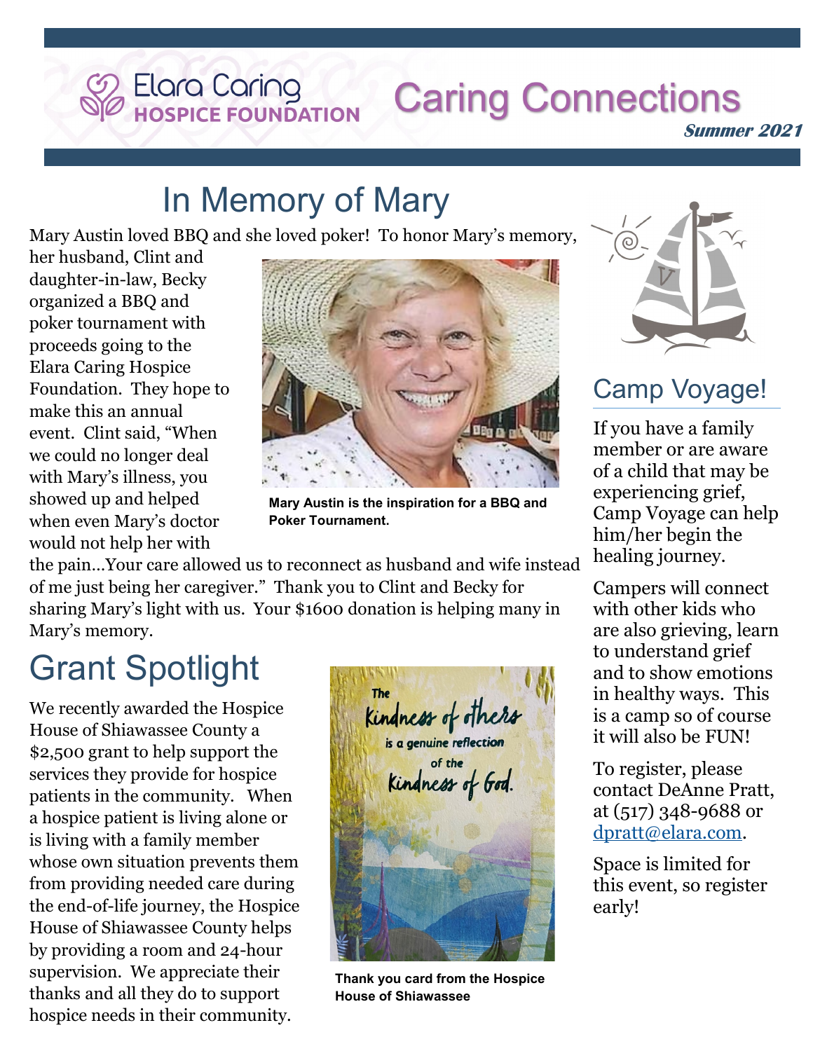Elara Caring
HOSPICE FOUNDATION

# Caring Connections

***Summer 2021***

## In Memory of Mary

Mary Austin loved BBQ and she loved poker! To honor Mary's memory, her husband, Clint and daughter-in-law, Becky organized a BBQ and poker tournament with proceeds going to the Elara Caring Hospice Foundation. They hope to make this an annual event. Clint said, "When we could no longer deal with Mary's illness, you showed up and helped when even Mary's doctor would not help her with the pain…Your care allowed us to reconnect as husband and wife instead of me just being her caregiver." Thank you to Clint and Becky for sharing Mary's light with us. Your $1600 donation is helping many in Mary's memory.

**Mary Austin is the inspiration for a BBQ and Poker Tournament.**

## Grant Spotlight

We recently awarded the Hospice House of Shiawassee County a $2,500 grant to help support the services they provide for hospice patients in the community. When a hospice patient is living alone or is living with a family member whose own situation prevents them from providing needed care during the end-of-life journey, the Hospice House of Shiawassee County helps by providing a room and 24-hour supervision. We appreciate their thanks and all they do to support hospice needs in their community.

The Kindness of others is a genuine reflection of the Kindness of God.

**Thank you card from the Hospice House of Shiawassee**

## Camp Voyage!

If you have a family member or are aware of a child that may be experiencing grief, Camp Voyage can help him/her begin the healing journey.

Campers will connect with other kids who are also grieving, learn to understand grief and to show emotions in healthy ways. This is a camp so of course it will also be FUN!

To register, please contact DeAnne Pratt, at (517) 348-9688 or dpratt@elara.com.

Space is limited for this event, so register early!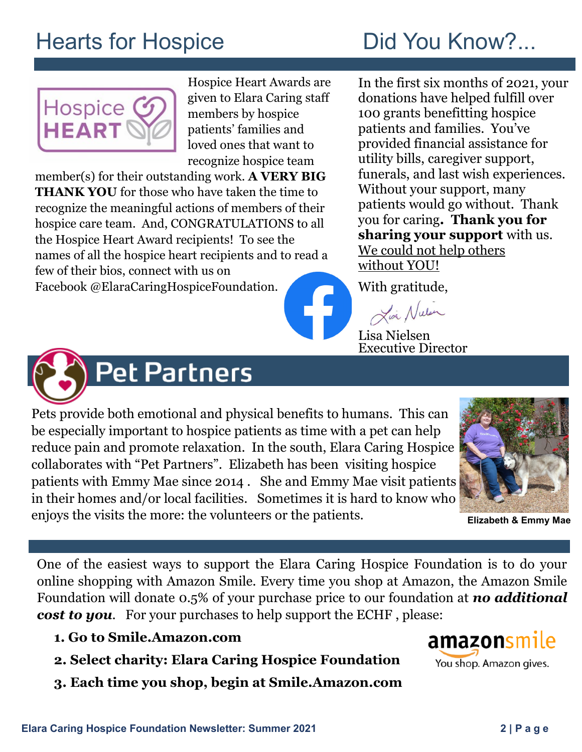# Hearts for Hospice

Hospice Heart Awards are given to Elara Caring staff members by hospice patients' families and loved ones that want to recognize hospice team member(s) for their outstanding work. **A VERY BIG THANK YOU** for those who have taken the time to recognize the meaningful actions of members of their hospice care team. And, CONGRATULATIONS to all the Hospice Heart Award recipients! To see the names of all the hospice heart recipients and to read a few of their bios, connect with us on Facebook @ElaraCaringHospiceFoundation.

# Did You Know?...

In the first six months of 2021, your donations have helped fulfill over 100 grants benefitting hospice patients and families. You've provided financial assistance for utility bills, caregiver support, funerals, and last wish experiences. Without your support, many patients would go without. Thank you for caring**. Thank you for sharing your support** with us. We could not help others without YOU!

With gratitude,

Lisa Nielsen
Executive Director

# Pet Partners

Pets provide both emotional and physical benefits to humans. This can be especially important to hospice patients as time with a pet can help reduce pain and promote relaxation. In the south, Elara Caring Hospice collaborates with "Pet Partners". Elizabeth has been visiting hospice patients with Emmy Mae since 2014 . She and Emmy Mae visit patients in their homes and/or local facilities. Sometimes it is hard to know who enjoys the visits the more: the volunteers or the patients.

**Elizabeth & Emmy Mae**

One of the easiest ways to support the Elara Caring Hospice Foundation is to do your online shopping with Amazon Smile. Every time you shop at Amazon, the Amazon Smile Foundation will donate 0.5% of your purchase price to our foundation at ***no additional cost to you***. For your purchases to help support the ECHF , please:

1. **Go to Smile.Amazon.com**
2. **Select charity: Elara Caring Hospice Foundation**
3. **Each time you shop, begin at Smile.Amazon.com**

amazonsmile
You shop. Amazon gives.